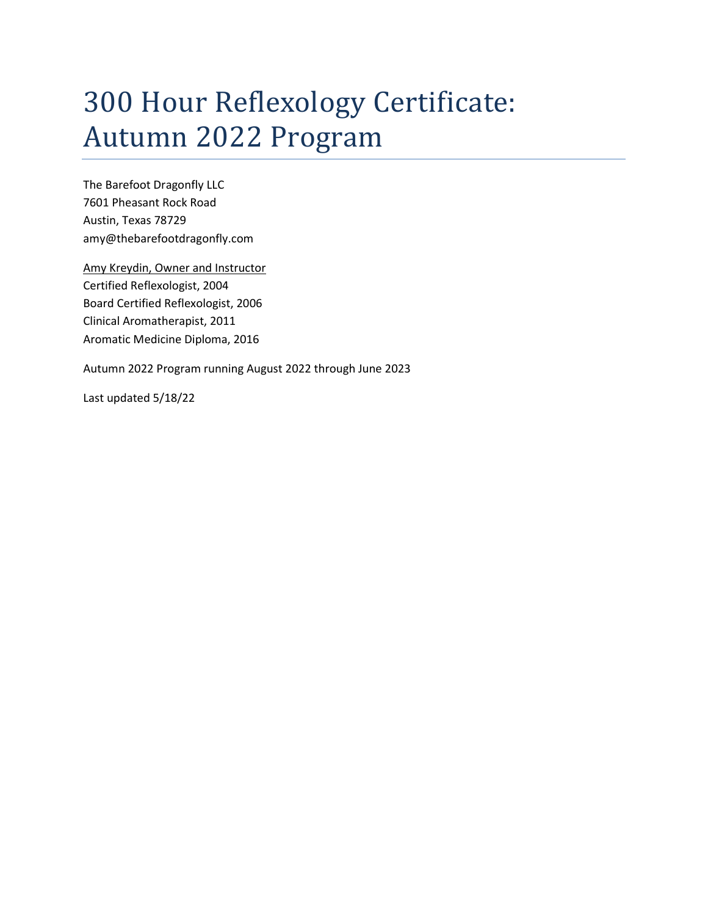# 300 Hour Reflexology Certificate: Autumn 2022 Program

The Barefoot Dragonfly LLC
7601 Pheasant Rock Road
Austin, Texas 78729
amy@thebarefootdragonfly.com

Amy Kreydin, Owner and Instructor
Certified Reflexologist, 2004
Board Certified Reflexologist, 2006
Clinical Aromatherapist, 2011
Aromatic Medicine Diploma, 2016

Autumn 2022 Program running August 2022 through June 2023

Last updated 5/18/22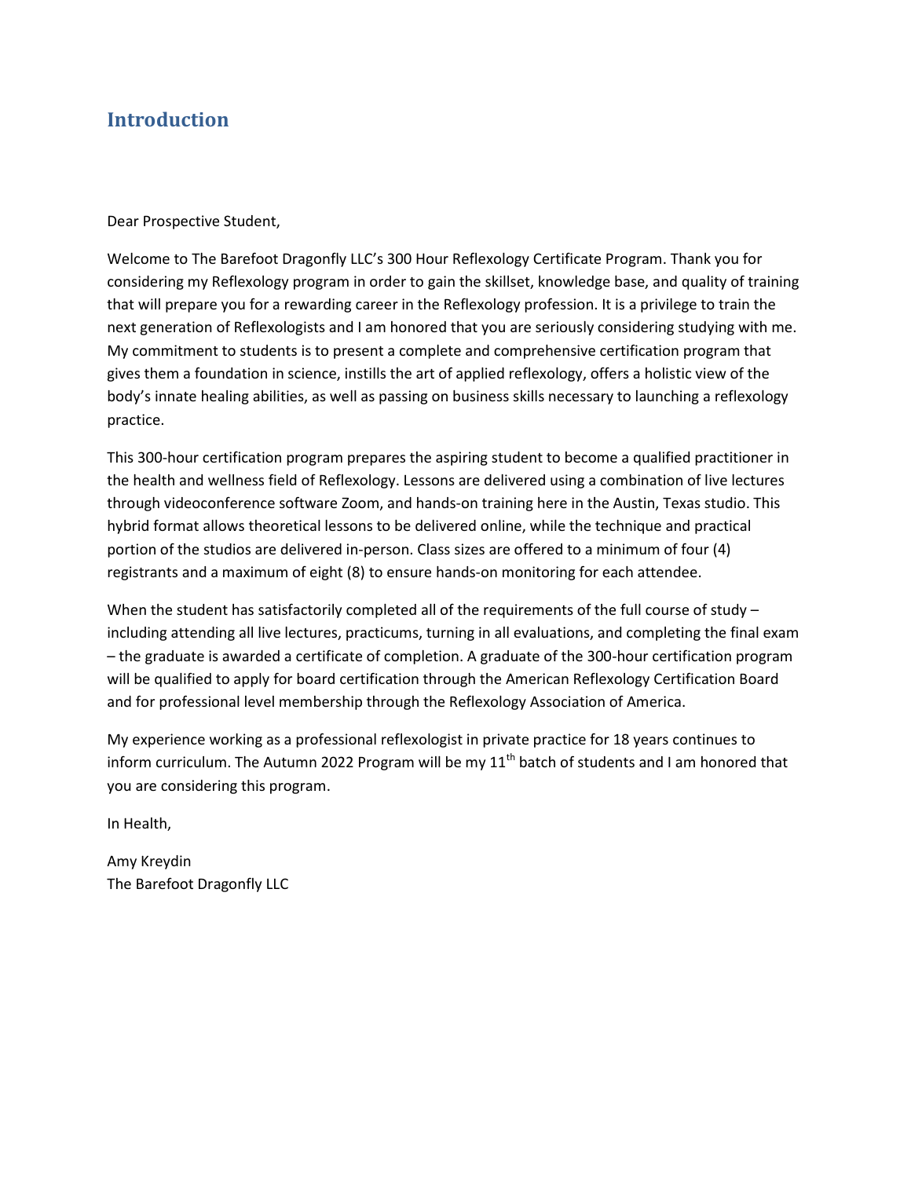## Introduction

Dear Prospective Student,

Welcome to The Barefoot Dragonfly LLC's 300 Hour Reflexology Certificate Program. Thank you for considering my Reflexology program in order to gain the skillset, knowledge base, and quality of training that will prepare you for a rewarding career in the Reflexology profession. It is a privilege to train the next generation of Reflexologists and I am honored that you are seriously considering studying with me. My commitment to students is to present a complete and comprehensive certification program that gives them a foundation in science, instills the art of applied reflexology, offers a holistic view of the body's innate healing abilities, as well as passing on business skills necessary to launching a reflexology practice.

This 300-hour certification program prepares the aspiring student to become a qualified practitioner in the health and wellness field of Reflexology. Lessons are delivered using a combination of live lectures through videoconference software Zoom, and hands-on training here in the Austin, Texas studio. This hybrid format allows theoretical lessons to be delivered online, while the technique and practical portion of the studios are delivered in-person. Class sizes are offered to a minimum of four (4) registrants and a maximum of eight (8) to ensure hands-on monitoring for each attendee.

When the student has satisfactorily completed all of the requirements of the full course of study – including attending all live lectures, practicums, turning in all evaluations, and completing the final exam – the graduate is awarded a certificate of completion. A graduate of the 300-hour certification program will be qualified to apply for board certification through the American Reflexology Certification Board and for professional level membership through the Reflexology Association of America.

My experience working as a professional reflexologist in private practice for 18 years continues to inform curriculum. The Autumn 2022 Program will be my 11th batch of students and I am honored that you are considering this program.

In Health,

Amy Kreydin  
The Barefoot Dragonfly LLC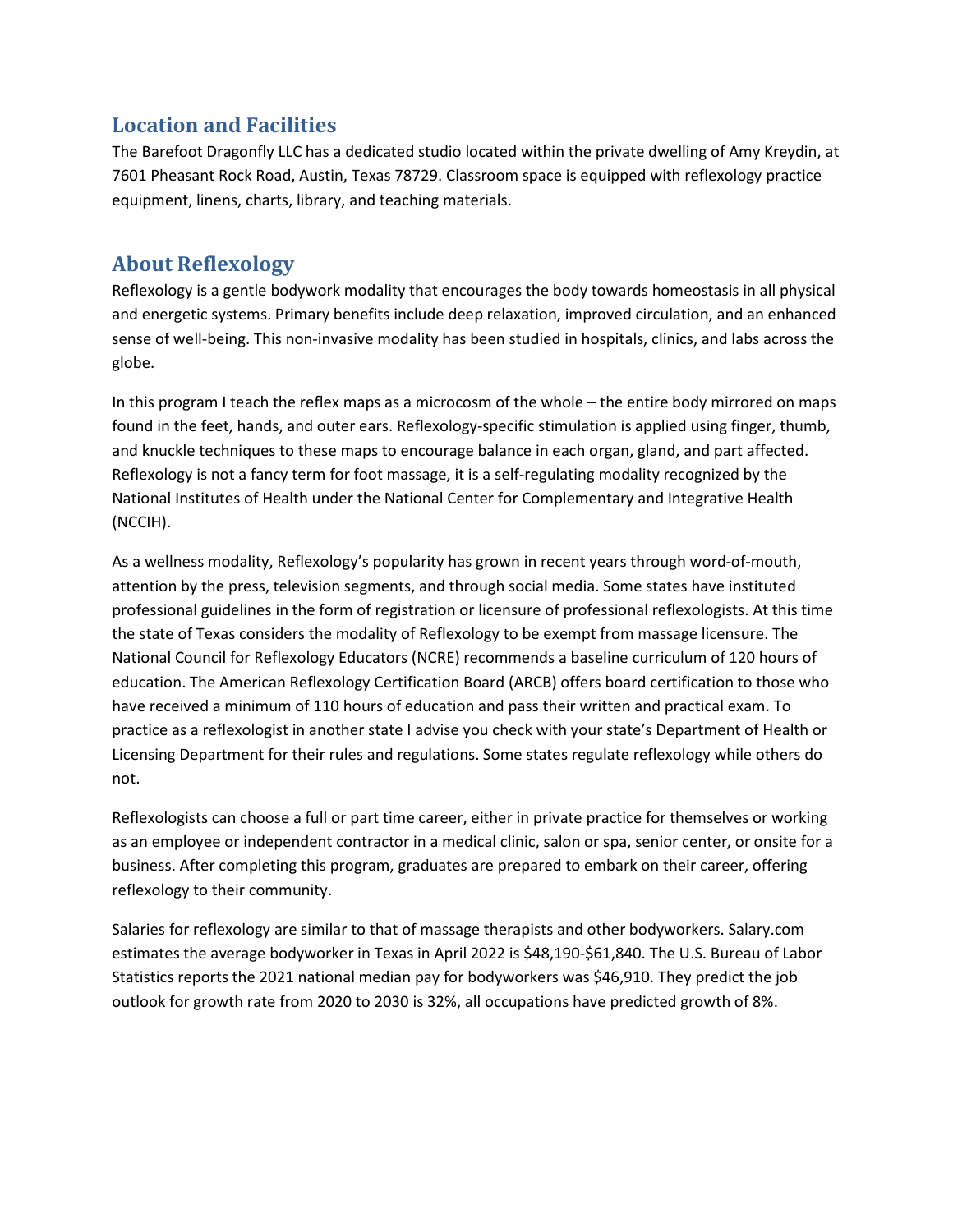## Location and Facilities

The Barefoot Dragonfly LLC has a dedicated studio located within the private dwelling of Amy Kreydin, at 7601 Pheasant Rock Road, Austin, Texas 78729. Classroom space is equipped with reflexology practice equipment, linens, charts, library, and teaching materials.

## About Reflexology

Reflexology is a gentle bodywork modality that encourages the body towards homeostasis in all physical and energetic systems. Primary benefits include deep relaxation, improved circulation, and an enhanced sense of well-being. This non-invasive modality has been studied in hospitals, clinics, and labs across the globe.

In this program I teach the reflex maps as a microcosm of the whole – the entire body mirrored on maps found in the feet, hands, and outer ears. Reflexology-specific stimulation is applied using finger, thumb, and knuckle techniques to these maps to encourage balance in each organ, gland, and part affected. Reflexology is not a fancy term for foot massage, it is a self-regulating modality recognized by the National Institutes of Health under the National Center for Complementary and Integrative Health (NCCIH).

As a wellness modality, Reflexology's popularity has grown in recent years through word-of-mouth, attention by the press, television segments, and through social media. Some states have instituted professional guidelines in the form of registration or licensure of professional reflexologists. At this time the state of Texas considers the modality of Reflexology to be exempt from massage licensure. The National Council for Reflexology Educators (NCRE) recommends a baseline curriculum of 120 hours of education. The American Reflexology Certification Board (ARCB) offers board certification to those who have received a minimum of 110 hours of education and pass their written and practical exam. To practice as a reflexologist in another state I advise you check with your state's Department of Health or Licensing Department for their rules and regulations. Some states regulate reflexology while others do not.

Reflexologists can choose a full or part time career, either in private practice for themselves or working as an employee or independent contractor in a medical clinic, salon or spa, senior center, or onsite for a business. After completing this program, graduates are prepared to embark on their career, offering reflexology to their community.

Salaries for reflexology are similar to that of massage therapists and other bodyworkers. Salary.com estimates the average bodyworker in Texas in April 2022 is $48,190-$61,840. The U.S. Bureau of Labor Statistics reports the 2021 national median pay for bodyworkers was $46,910. They predict the job outlook for growth rate from 2020 to 2030 is 32%, all occupations have predicted growth of 8%.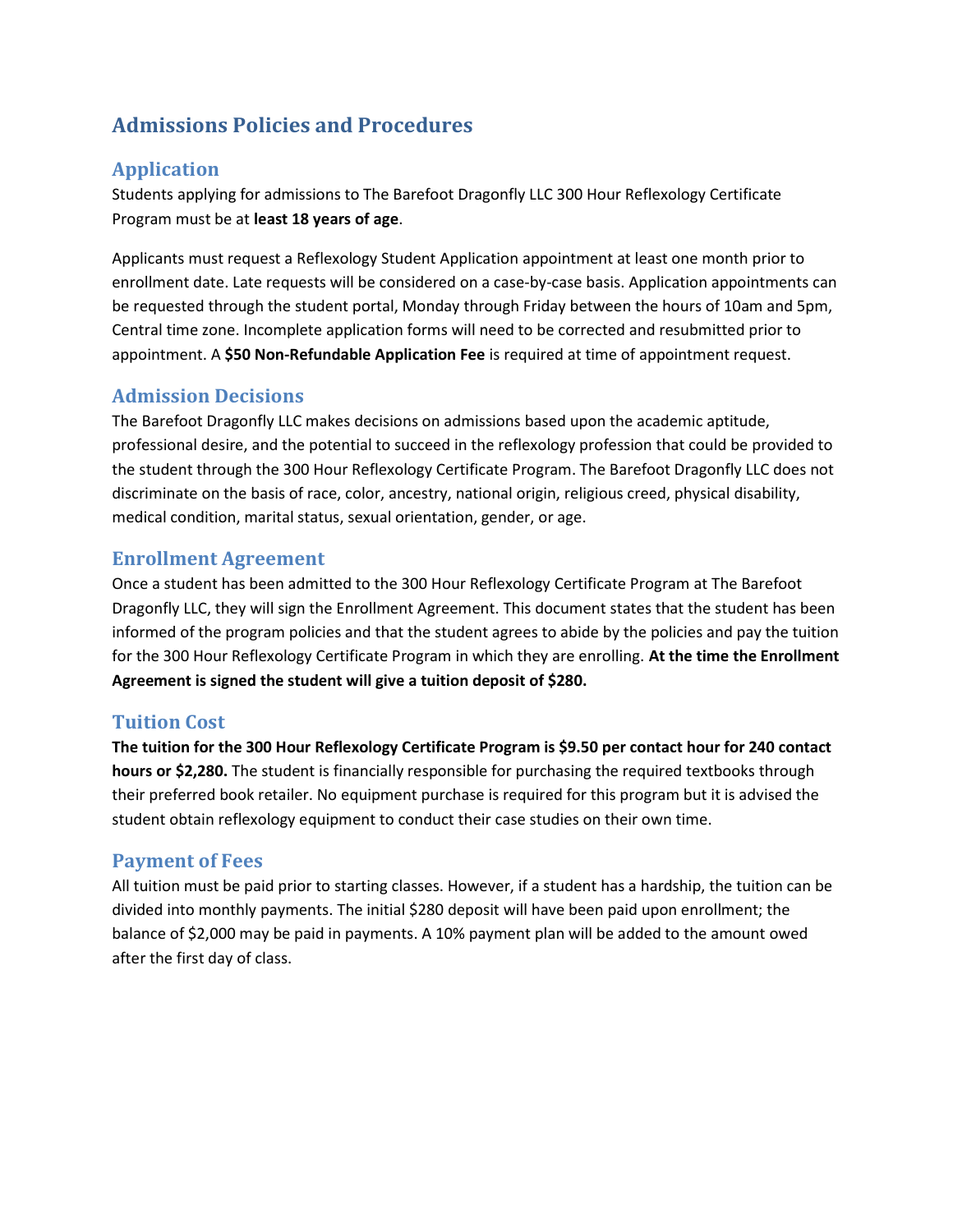# Admissions Policies and Procedures

## Application

Students applying for admissions to The Barefoot Dragonfly LLC 300 Hour Reflexology Certificate Program must be at **least 18 years of age**.

Applicants must request a Reflexology Student Application appointment at least one month prior to enrollment date. Late requests will be considered on a case-by-case basis. Application appointments can be requested through the student portal, Monday through Friday between the hours of 10am and 5pm, Central time zone. Incomplete application forms will need to be corrected and resubmitted prior to appointment. A **$50 Non-Refundable Application Fee** is required at time of appointment request.

## Admission Decisions

The Barefoot Dragonfly LLC makes decisions on admissions based upon the academic aptitude, professional desire, and the potential to succeed in the reflexology profession that could be provided to the student through the 300 Hour Reflexology Certificate Program. The Barefoot Dragonfly LLC does not discriminate on the basis of race, color, ancestry, national origin, religious creed, physical disability, medical condition, marital status, sexual orientation, gender, or age.

## Enrollment Agreement

Once a student has been admitted to the 300 Hour Reflexology Certificate Program at The Barefoot Dragonfly LLC, they will sign the Enrollment Agreement. This document states that the student has been informed of the program policies and that the student agrees to abide by the policies and pay the tuition for the 300 Hour Reflexology Certificate Program in which they are enrolling. **At the time the Enrollment Agreement is signed the student will give a tuition deposit of $280.**

## Tuition Cost

**The tuition for the 300 Hour Reflexology Certificate Program is $9.50 per contact hour for 240 contact hours or $2,280.** The student is financially responsible for purchasing the required textbooks through their preferred book retailer. No equipment purchase is required for this program but it is advised the student obtain reflexology equipment to conduct their case studies on their own time.

## Payment of Fees

All tuition must be paid prior to starting classes. However, if a student has a hardship, the tuition can be divided into monthly payments. The initial $280 deposit will have been paid upon enrollment; the balance of $2,000 may be paid in payments. A 10% payment plan will be added to the amount owed after the first day of class.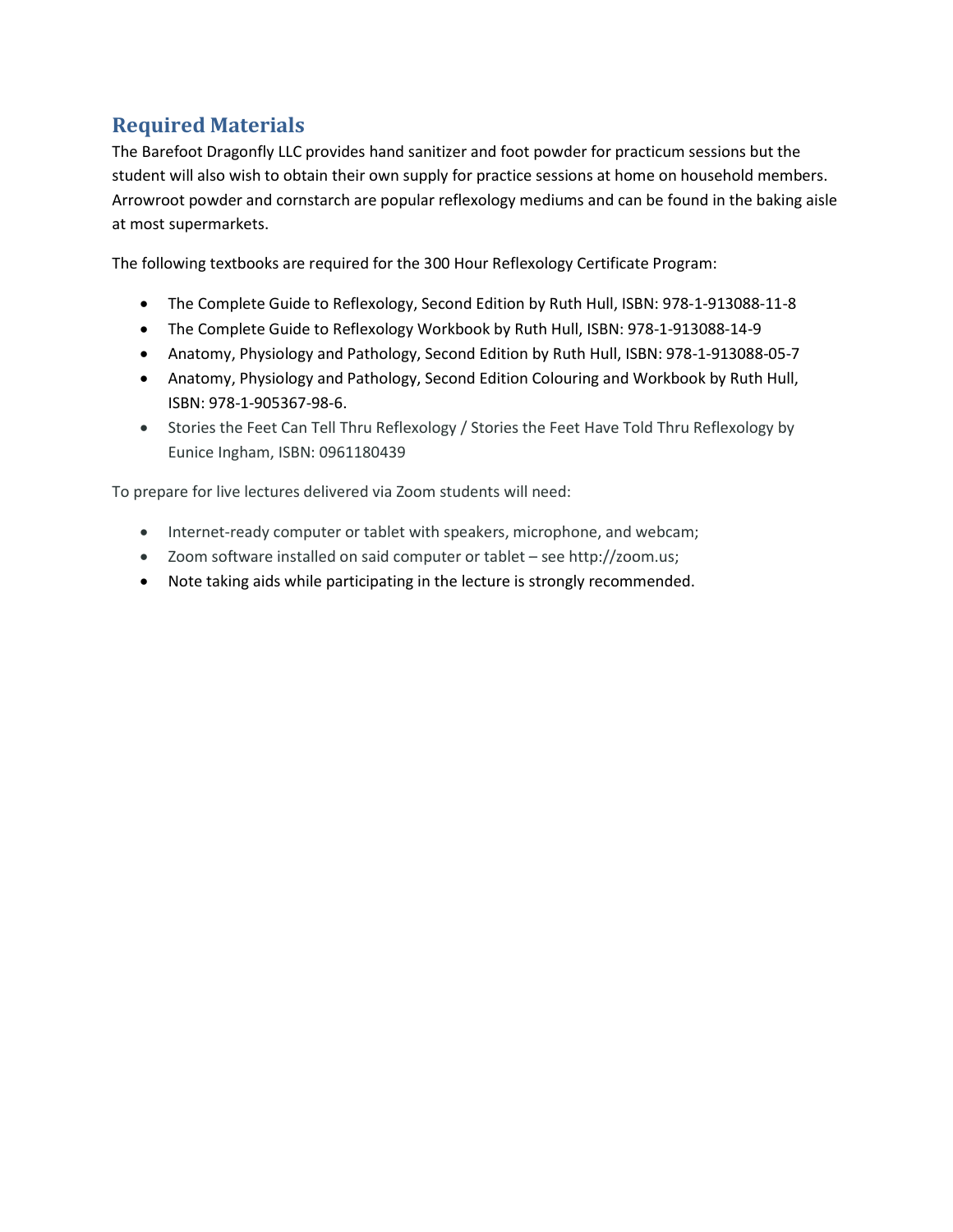## Required Materials

The Barefoot Dragonfly LLC provides hand sanitizer and foot powder for practicum sessions but the student will also wish to obtain their own supply for practice sessions at home on household members. Arrowroot powder and cornstarch are popular reflexology mediums and can be found in the baking aisle at most supermarkets.

The following textbooks are required for the 300 Hour Reflexology Certificate Program:

- The Complete Guide to Reflexology, Second Edition by Ruth Hull, ISBN: 978-1-913088-11-8
- The Complete Guide to Reflexology Workbook by Ruth Hull, ISBN: 978-1-913088-14-9
- Anatomy, Physiology and Pathology, Second Edition by Ruth Hull, ISBN: 978-1-913088-05-7
- Anatomy, Physiology and Pathology, Second Edition Colouring and Workbook by Ruth Hull, ISBN: 978-1-905367-98-6.
- Stories the Feet Can Tell Thru Reflexology / Stories the Feet Have Told Thru Reflexology by Eunice Ingham, ISBN: 0961180439

To prepare for live lectures delivered via Zoom students will need:

- Internet-ready computer or tablet with speakers, microphone, and webcam;
- Zoom software installed on said computer or tablet – see http://zoom.us;
- Note taking aids while participating in the lecture is strongly recommended.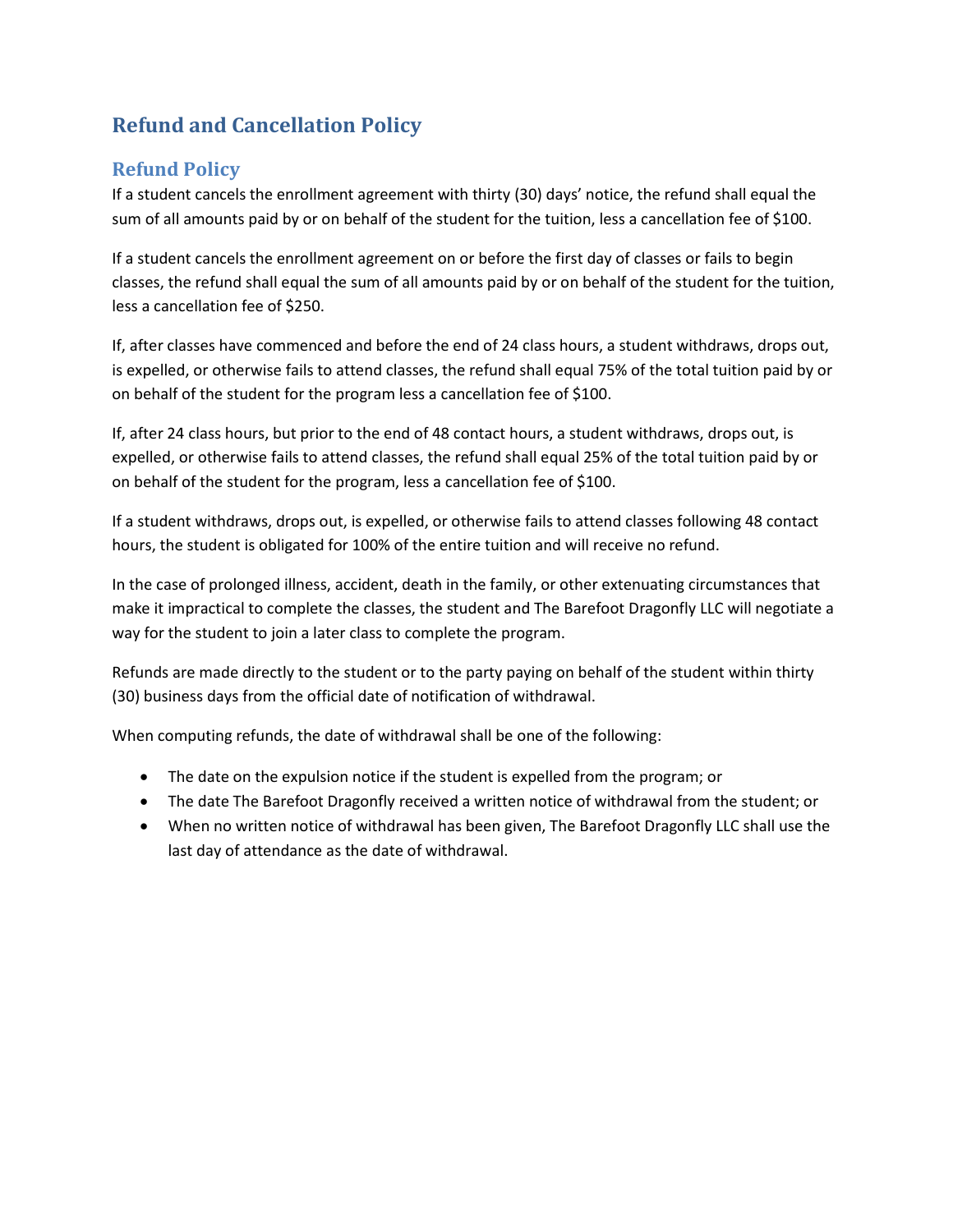# Refund and Cancellation Policy

## Refund Policy

If a student cancels the enrollment agreement with thirty (30) days' notice, the refund shall equal the sum of all amounts paid by or on behalf of the student for the tuition, less a cancellation fee of $100.

If a student cancels the enrollment agreement on or before the first day of classes or fails to begin classes, the refund shall equal the sum of all amounts paid by or on behalf of the student for the tuition, less a cancellation fee of $250.

If, after classes have commenced and before the end of 24 class hours, a student withdraws, drops out, is expelled, or otherwise fails to attend classes, the refund shall equal 75% of the total tuition paid by or on behalf of the student for the program less a cancellation fee of $100.

If, after 24 class hours, but prior to the end of 48 contact hours, a student withdraws, drops out, is expelled, or otherwise fails to attend classes, the refund shall equal 25% of the total tuition paid by or on behalf of the student for the program, less a cancellation fee of $100.

If a student withdraws, drops out, is expelled, or otherwise fails to attend classes following 48 contact hours, the student is obligated for 100% of the entire tuition and will receive no refund.

In the case of prolonged illness, accident, death in the family, or other extenuating circumstances that make it impractical to complete the classes, the student and The Barefoot Dragonfly LLC will negotiate a way for the student to join a later class to complete the program.

Refunds are made directly to the student or to the party paying on behalf of the student within thirty (30) business days from the official date of notification of withdrawal.

When computing refunds, the date of withdrawal shall be one of the following:

- The date on the expulsion notice if the student is expelled from the program; or
- The date The Barefoot Dragonfly received a written notice of withdrawal from the student; or
- When no written notice of withdrawal has been given, The Barefoot Dragonfly LLC shall use the last day of attendance as the date of withdrawal.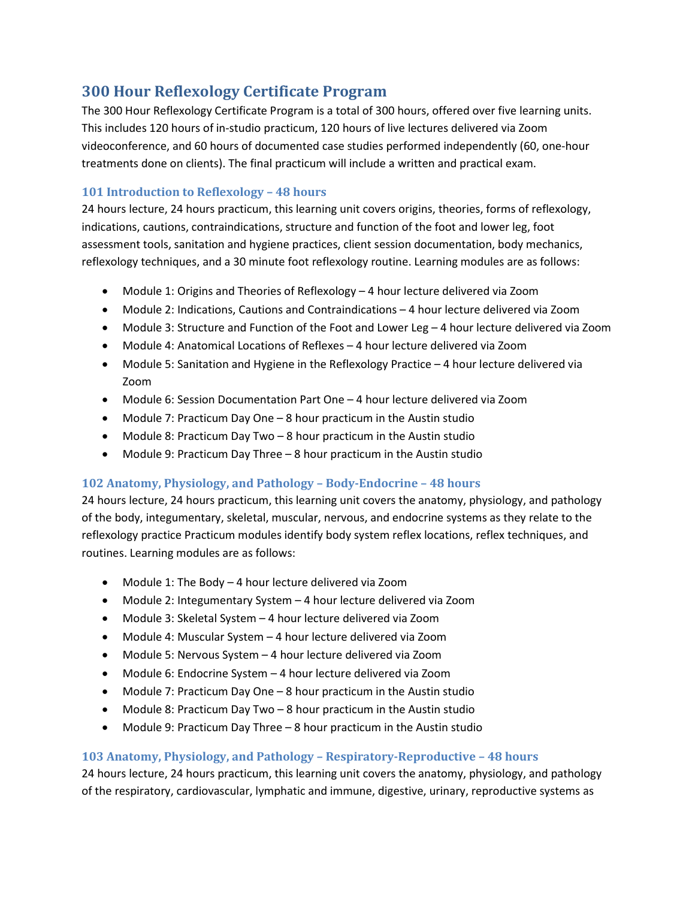## 300 Hour Reflexology Certificate Program

The 300 Hour Reflexology Certificate Program is a total of 300 hours, offered over five learning units. This includes 120 hours of in-studio practicum, 120 hours of live lectures delivered via Zoom videoconference, and 60 hours of documented case studies performed independently (60, one-hour treatments done on clients). The final practicum will include a written and practical exam.

### 101 Introduction to Reflexology – 48 hours

24 hours lecture, 24 hours practicum, this learning unit covers origins, theories, forms of reflexology, indications, cautions, contraindications, structure and function of the foot and lower leg, foot assessment tools, sanitation and hygiene practices, client session documentation, body mechanics, reflexology techniques, and a 30 minute foot reflexology routine. Learning modules are as follows:

- Module 1: Origins and Theories of Reflexology – 4 hour lecture delivered via Zoom
- Module 2: Indications, Cautions and Contraindications – 4 hour lecture delivered via Zoom
- Module 3: Structure and Function of the Foot and Lower Leg – 4 hour lecture delivered via Zoom
- Module 4: Anatomical Locations of Reflexes – 4 hour lecture delivered via Zoom
- Module 5: Sanitation and Hygiene in the Reflexology Practice – 4 hour lecture delivered via Zoom
- Module 6: Session Documentation Part One – 4 hour lecture delivered via Zoom
- Module 7: Practicum Day One – 8 hour practicum in the Austin studio
- Module 8: Practicum Day Two – 8 hour practicum in the Austin studio
- Module 9: Practicum Day Three – 8 hour practicum in the Austin studio

### 102 Anatomy, Physiology, and Pathology – Body-Endocrine – 48 hours

24 hours lecture, 24 hours practicum, this learning unit covers the anatomy, physiology, and pathology of the body, integumentary, skeletal, muscular, nervous, and endocrine systems as they relate to the reflexology practice Practicum modules identify body system reflex locations, reflex techniques, and routines. Learning modules are as follows:

- Module 1: The Body – 4 hour lecture delivered via Zoom
- Module 2: Integumentary System – 4 hour lecture delivered via Zoom
- Module 3: Skeletal System – 4 hour lecture delivered via Zoom
- Module 4: Muscular System – 4 hour lecture delivered via Zoom
- Module 5: Nervous System – 4 hour lecture delivered via Zoom
- Module 6: Endocrine System – 4 hour lecture delivered via Zoom
- Module 7: Practicum Day One – 8 hour practicum in the Austin studio
- Module 8: Practicum Day Two – 8 hour practicum in the Austin studio
- Module 9: Practicum Day Three – 8 hour practicum in the Austin studio

### 103 Anatomy, Physiology, and Pathology – Respiratory-Reproductive – 48 hours

24 hours lecture, 24 hours practicum, this learning unit covers the anatomy, physiology, and pathology of the respiratory, cardiovascular, lymphatic and immune, digestive, urinary, reproductive systems as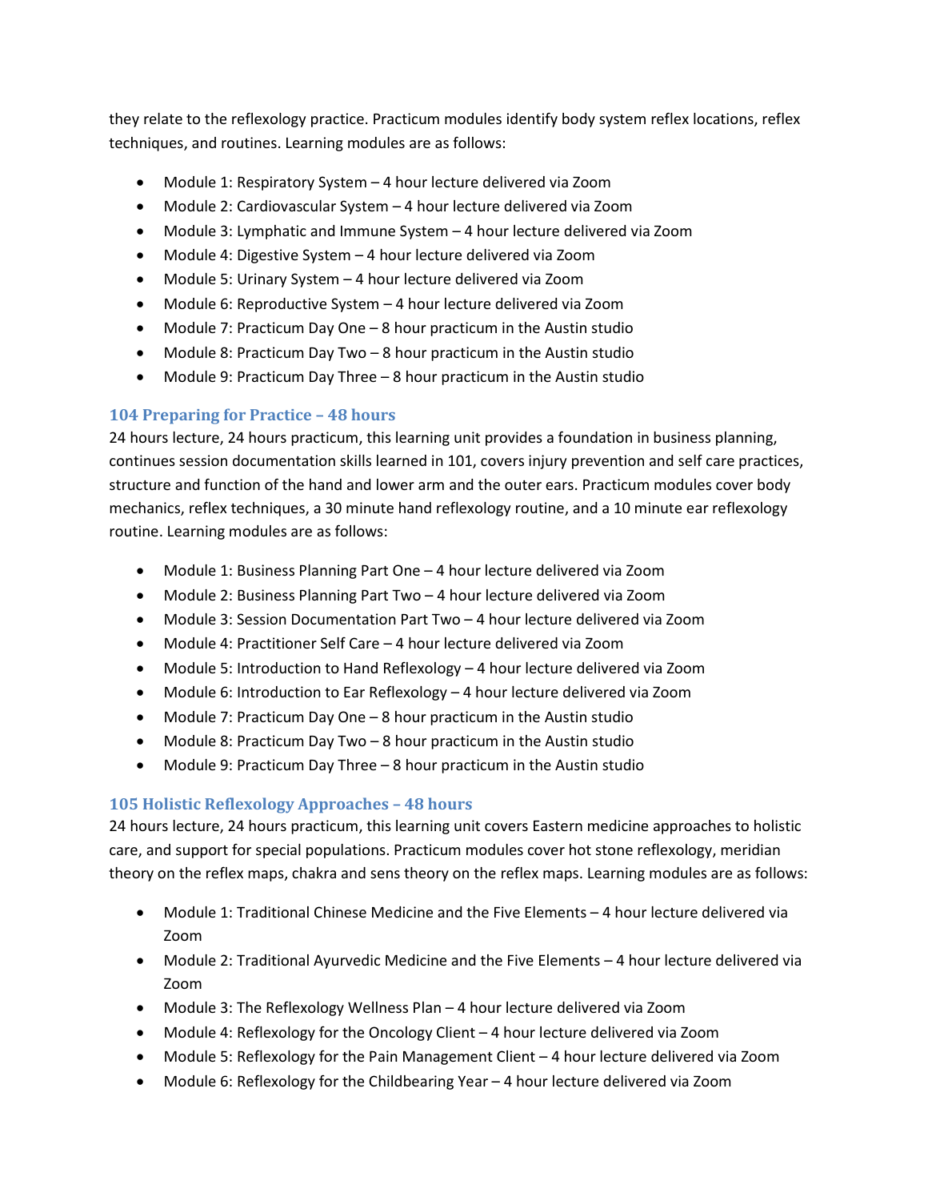they relate to the reflexology practice. Practicum modules identify body system reflex locations, reflex techniques, and routines. Learning modules are as follows:

- Module 1: Respiratory System – 4 hour lecture delivered via Zoom
- Module 2: Cardiovascular System – 4 hour lecture delivered via Zoom
- Module 3: Lymphatic and Immune System – 4 hour lecture delivered via Zoom
- Module 4: Digestive System – 4 hour lecture delivered via Zoom
- Module 5: Urinary System – 4 hour lecture delivered via Zoom
- Module 6: Reproductive System – 4 hour lecture delivered via Zoom
- Module 7: Practicum Day One – 8 hour practicum in the Austin studio
- Module 8: Practicum Day Two – 8 hour practicum in the Austin studio
- Module 9: Practicum Day Three – 8 hour practicum in the Austin studio

### 104 Preparing for Practice – 48 hours

24 hours lecture, 24 hours practicum, this learning unit provides a foundation in business planning, continues session documentation skills learned in 101, covers injury prevention and self care practices, structure and function of the hand and lower arm and the outer ears. Practicum modules cover body mechanics, reflex techniques, a 30 minute hand reflexology routine, and a 10 minute ear reflexology routine. Learning modules are as follows:

- Module 1: Business Planning Part One – 4 hour lecture delivered via Zoom
- Module 2: Business Planning Part Two – 4 hour lecture delivered via Zoom
- Module 3: Session Documentation Part Two – 4 hour lecture delivered via Zoom
- Module 4: Practitioner Self Care – 4 hour lecture delivered via Zoom
- Module 5: Introduction to Hand Reflexology – 4 hour lecture delivered via Zoom
- Module 6: Introduction to Ear Reflexology – 4 hour lecture delivered via Zoom
- Module 7: Practicum Day One – 8 hour practicum in the Austin studio
- Module 8: Practicum Day Two – 8 hour practicum in the Austin studio
- Module 9: Practicum Day Three – 8 hour practicum in the Austin studio

### 105 Holistic Reflexology Approaches – 48 hours

24 hours lecture, 24 hours practicum, this learning unit covers Eastern medicine approaches to holistic care, and support for special populations. Practicum modules cover hot stone reflexology, meridian theory on the reflex maps, chakra and sens theory on the reflex maps. Learning modules are as follows:

- Module 1: Traditional Chinese Medicine and the Five Elements – 4 hour lecture delivered via Zoom
- Module 2: Traditional Ayurvedic Medicine and the Five Elements – 4 hour lecture delivered via Zoom
- Module 3: The Reflexology Wellness Plan – 4 hour lecture delivered via Zoom
- Module 4: Reflexology for the Oncology Client – 4 hour lecture delivered via Zoom
- Module 5: Reflexology for the Pain Management Client – 4 hour lecture delivered via Zoom
- Module 6: Reflexology for the Childbearing Year – 4 hour lecture delivered via Zoom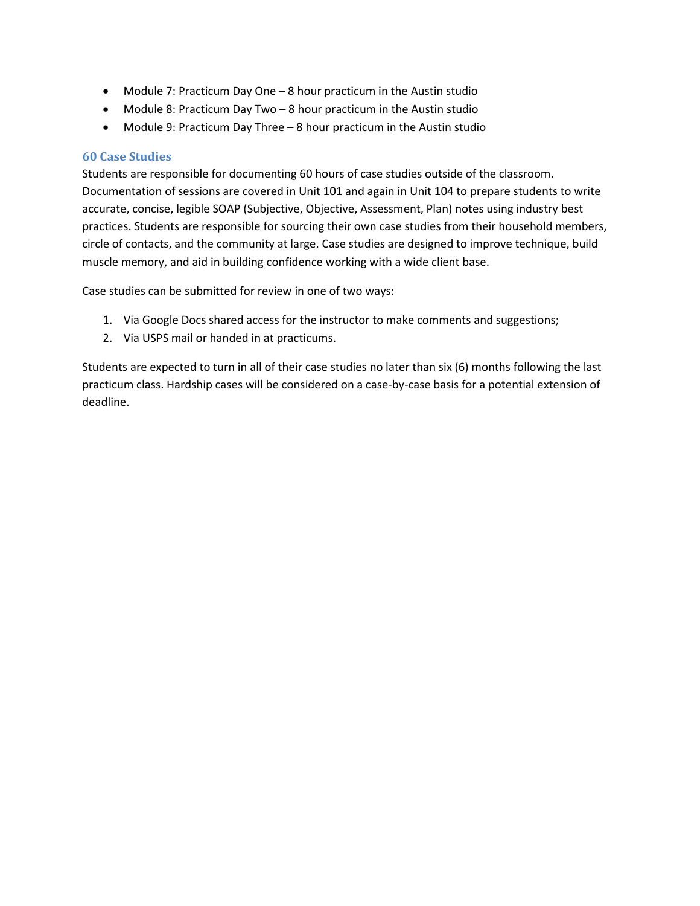- Module 7: Practicum Day One – 8 hour practicum in the Austin studio
- Module 8: Practicum Day Two – 8 hour practicum in the Austin studio
- Module 9: Practicum Day Three – 8 hour practicum in the Austin studio

### 60 Case Studies

Students are responsible for documenting 60 hours of case studies outside of the classroom. Documentation of sessions are covered in Unit 101 and again in Unit 104 to prepare students to write accurate, concise, legible SOAP (Subjective, Objective, Assessment, Plan) notes using industry best practices. Students are responsible for sourcing their own case studies from their household members, circle of contacts, and the community at large. Case studies are designed to improve technique, build muscle memory, and aid in building confidence working with a wide client base.

Case studies can be submitted for review in one of two ways:

1. Via Google Docs shared access for the instructor to make comments and suggestions;
2. Via USPS mail or handed in at practicums.

Students are expected to turn in all of their case studies no later than six (6) months following the last practicum class. Hardship cases will be considered on a case-by-case basis for a potential extension of deadline.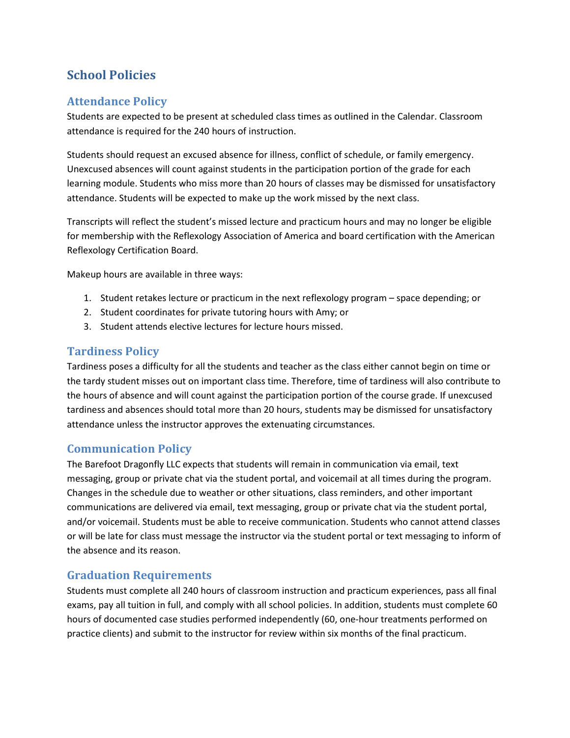# School Policies

## Attendance Policy

Students are expected to be present at scheduled class times as outlined in the Calendar. Classroom attendance is required for the 240 hours of instruction.

Students should request an excused absence for illness, conflict of schedule, or family emergency. Unexcused absences will count against students in the participation portion of the grade for each learning module. Students who miss more than 20 hours of classes may be dismissed for unsatisfactory attendance. Students will be expected to make up the work missed by the next class.

Transcripts will reflect the student's missed lecture and practicum hours and may no longer be eligible for membership with the Reflexology Association of America and board certification with the American Reflexology Certification Board.

Makeup hours are available in three ways:

1. Student retakes lecture or practicum in the next reflexology program – space depending; or
2. Student coordinates for private tutoring hours with Amy; or
3. Student attends elective lectures for lecture hours missed.

## Tardiness Policy

Tardiness poses a difficulty for all the students and teacher as the class either cannot begin on time or the tardy student misses out on important class time. Therefore, time of tardiness will also contribute to the hours of absence and will count against the participation portion of the course grade. If unexcused tardiness and absences should total more than 20 hours, students may be dismissed for unsatisfactory attendance unless the instructor approves the extenuating circumstances.

## Communication Policy

The Barefoot Dragonfly LLC expects that students will remain in communication via email, text messaging, group or private chat via the student portal, and voicemail at all times during the program. Changes in the schedule due to weather or other situations, class reminders, and other important communications are delivered via email, text messaging, group or private chat via the student portal, and/or voicemail. Students must be able to receive communication. Students who cannot attend classes or will be late for class must message the instructor via the student portal or text messaging to inform of the absence and its reason.

## Graduation Requirements

Students must complete all 240 hours of classroom instruction and practicum experiences, pass all final exams, pay all tuition in full, and comply with all school policies. In addition, students must complete 60 hours of documented case studies performed independently (60, one-hour treatments performed on practice clients) and submit to the instructor for review within six months of the final practicum.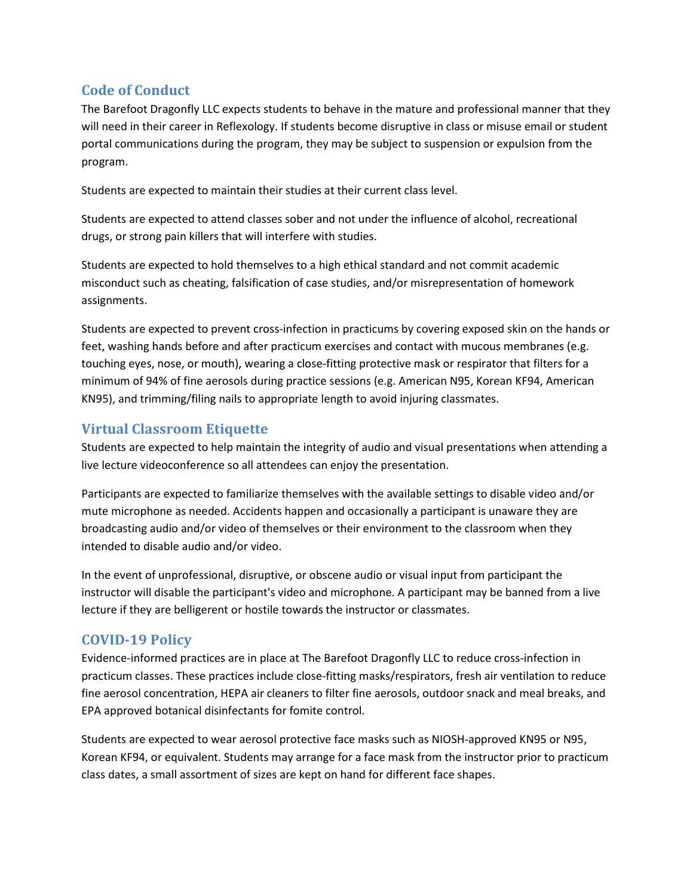## Code of Conduct

The Barefoot Dragonfly LLC expects students to behave in the mature and professional manner that they will need in their career in Reflexology. If students become disruptive in class or misuse email or student portal communications during the program, they may be subject to suspension or expulsion from the program.

Students are expected to maintain their studies at their current class level.

Students are expected to attend classes sober and not under the influence of alcohol, recreational drugs, or strong pain killers that will interfere with studies.

Students are expected to hold themselves to a high ethical standard and not commit academic misconduct such as cheating, falsification of case studies, and/or misrepresentation of homework assignments.

Students are expected to prevent cross-infection in practicums by covering exposed skin on the hands or feet, washing hands before and after practicum exercises and contact with mucous membranes (e.g. touching eyes, nose, or mouth), wearing a close-fitting protective mask or respirator that filters for a minimum of 94% of fine aerosols during practice sessions (e.g. American N95, Korean KF94, American KN95), and trimming/filing nails to appropriate length to avoid injuring classmates.

## Virtual Classroom Etiquette

Students are expected to help maintain the integrity of audio and visual presentations when attending a live lecture videoconference so all attendees can enjoy the presentation.

Participants are expected to familiarize themselves with the available settings to disable video and/or mute microphone as needed. Accidents happen and occasionally a participant is unaware they are broadcasting audio and/or video of themselves or their environment to the classroom when they intended to disable audio and/or video.

In the event of unprofessional, disruptive, or obscene audio or visual input from participant the instructor will disable the participant's video and microphone. A participant may be banned from a live lecture if they are belligerent or hostile towards the instructor or classmates.

## COVID-19 Policy

Evidence-informed practices are in place at The Barefoot Dragonfly LLC to reduce cross-infection in practicum classes. These practices include close-fitting masks/respirators, fresh air ventilation to reduce fine aerosol concentration, HEPA air cleaners to filter fine aerosols, outdoor snack and meal breaks, and EPA approved botanical disinfectants for fomite control.

Students are expected to wear aerosol protective face masks such as NIOSH-approved KN95 or N95, Korean KF94, or equivalent. Students may arrange for a face mask from the instructor prior to practicum class dates, a small assortment of sizes are kept on hand for different face shapes.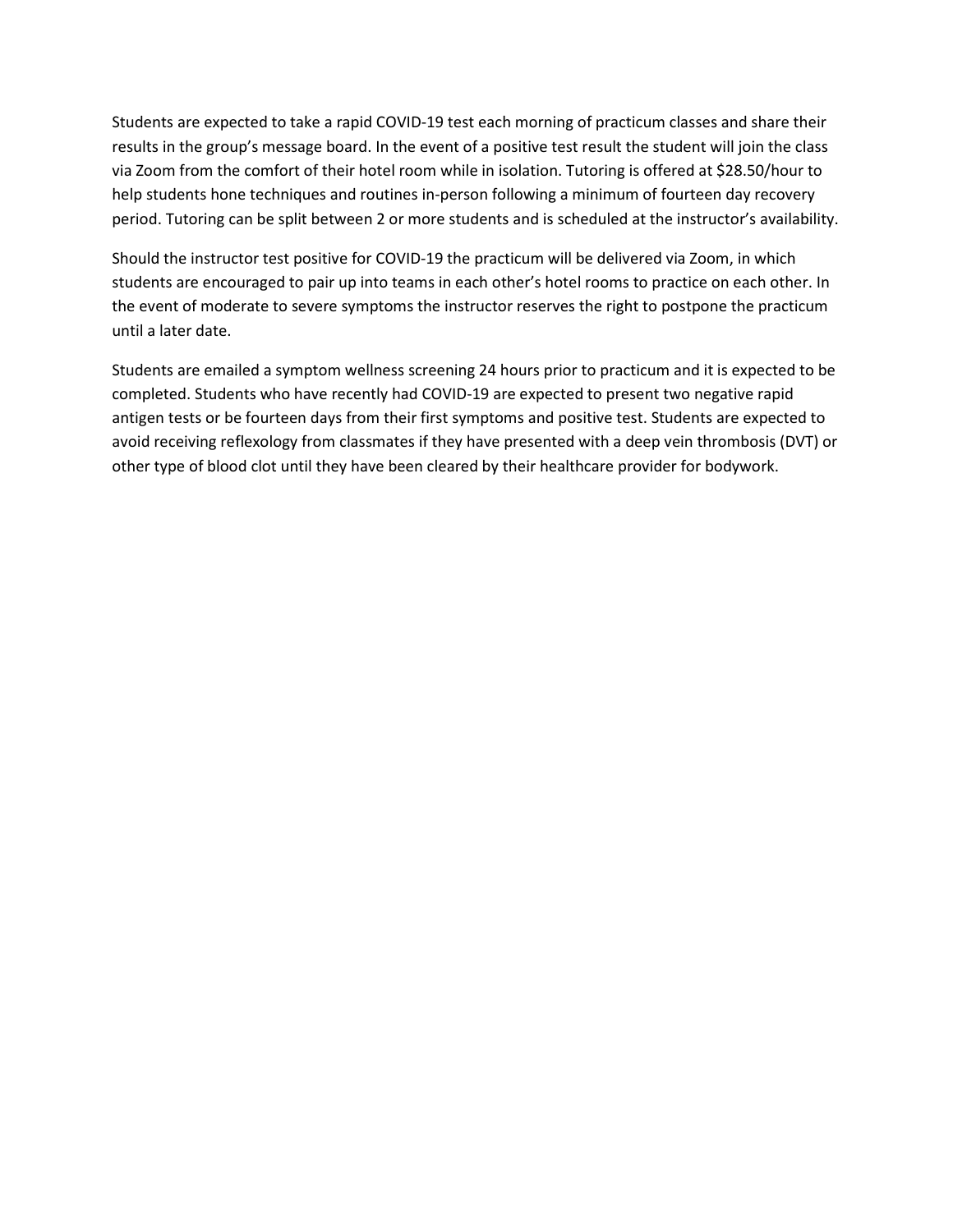Students are expected to take a rapid COVID-19 test each morning of practicum classes and share their results in the group's message board. In the event of a positive test result the student will join the class via Zoom from the comfort of their hotel room while in isolation. Tutoring is offered at $28.50/hour to help students hone techniques and routines in-person following a minimum of fourteen day recovery period. Tutoring can be split between 2 or more students and is scheduled at the instructor's availability.

Should the instructor test positive for COVID-19 the practicum will be delivered via Zoom, in which students are encouraged to pair up into teams in each other's hotel rooms to practice on each other. In the event of moderate to severe symptoms the instructor reserves the right to postpone the practicum until a later date.

Students are emailed a symptom wellness screening 24 hours prior to practicum and it is expected to be completed. Students who have recently had COVID-19 are expected to present two negative rapid antigen tests or be fourteen days from their first symptoms and positive test. Students are expected to avoid receiving reflexology from classmates if they have presented with a deep vein thrombosis (DVT) or other type of blood clot until they have been cleared by their healthcare provider for bodywork.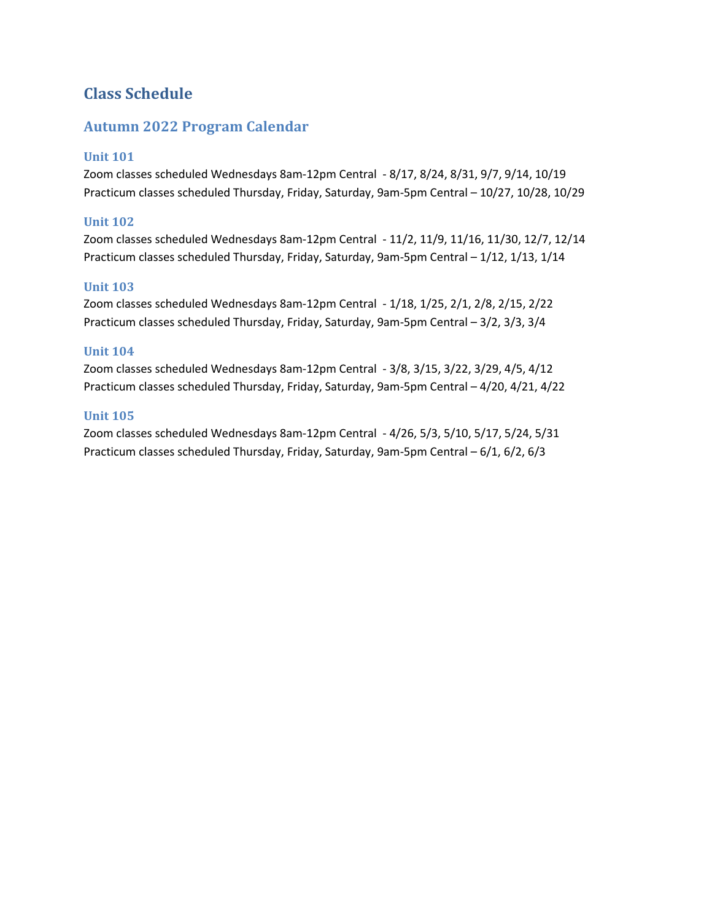# Class Schedule

## Autumn 2022 Program Calendar

### Unit 101

Zoom classes scheduled Wednesdays 8am-12pm Central - 8/17, 8/24, 8/31, 9/7, 9/14, 10/19
Practicum classes scheduled Thursday, Friday, Saturday, 9am-5pm Central – 10/27, 10/28, 10/29

### Unit 102

Zoom classes scheduled Wednesdays 8am-12pm Central - 11/2, 11/9, 11/16, 11/30, 12/7, 12/14
Practicum classes scheduled Thursday, Friday, Saturday, 9am-5pm Central – 1/12, 1/13, 1/14

### Unit 103

Zoom classes scheduled Wednesdays 8am-12pm Central - 1/18, 1/25, 2/1, 2/8, 2/15, 2/22
Practicum classes scheduled Thursday, Friday, Saturday, 9am-5pm Central – 3/2, 3/3, 3/4

### Unit 104

Zoom classes scheduled Wednesdays 8am-12pm Central - 3/8, 3/15, 3/22, 3/29, 4/5, 4/12
Practicum classes scheduled Thursday, Friday, Saturday, 9am-5pm Central – 4/20, 4/21, 4/22

### Unit 105

Zoom classes scheduled Wednesdays 8am-12pm Central - 4/26, 5/3, 5/10, 5/17, 5/24, 5/31
Practicum classes scheduled Thursday, Friday, Saturday, 9am-5pm Central – 6/1, 6/2, 6/3